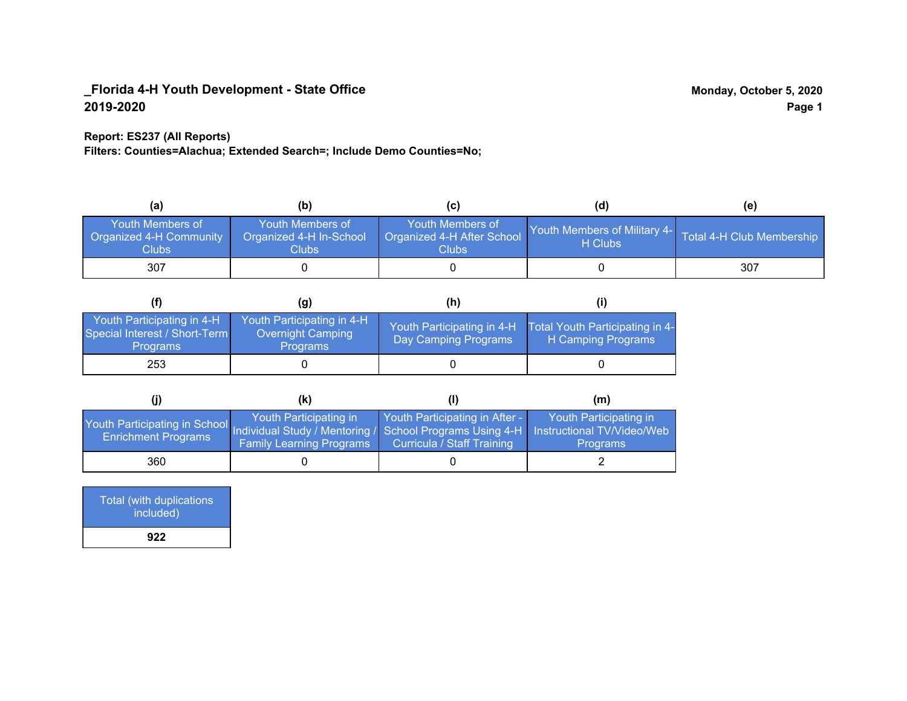**_Florida 4-H Youth Development - State Office**
**2019-2020**

**Monday, October 5, 2020**

**Report: ES237 (All Reports)**
**Filters: Counties=Alachua; Extended Search=; Include Demo Counties=No;**

| (a) | (b) | (c) | (d) | (e) |
|---|---|---|---|---|
| Youth Members of Organized 4-H Community Clubs | Youth Members of Organized 4-H In-School Clubs | Youth Members of Organized 4-H After School Clubs | Youth Members of Military 4-H Clubs | Total 4-H Club Membership |
| 307 | 0 | 0 | 0 | 307 |

| (f) | (g) | (h) | (i) |
|---|---|---|---|
| Youth Participating in 4-H Special Interest / Short-Term Programs | Youth Participating in 4-H Overnight Camping Programs | Youth Participating in 4-H Day Camping Programs | Total Youth Participating in 4-H Camping Programs |
| 253 | 0 | 0 | 0 |

| (j) | (k) | (l) | (m) |
|---|---|---|---|
| Youth Participating in School Enrichment Programs | Youth Participating in Individual Study / Mentoring / Family Learning Programs | Youth Participating in After - School Programs Using 4-H Curricula / Staff Training | Youth Participating in Instructional TV/Video/Web Programs |
| 360 | 0 | 0 | 2 |

| Total (with duplications included) |
|---|
| **922** |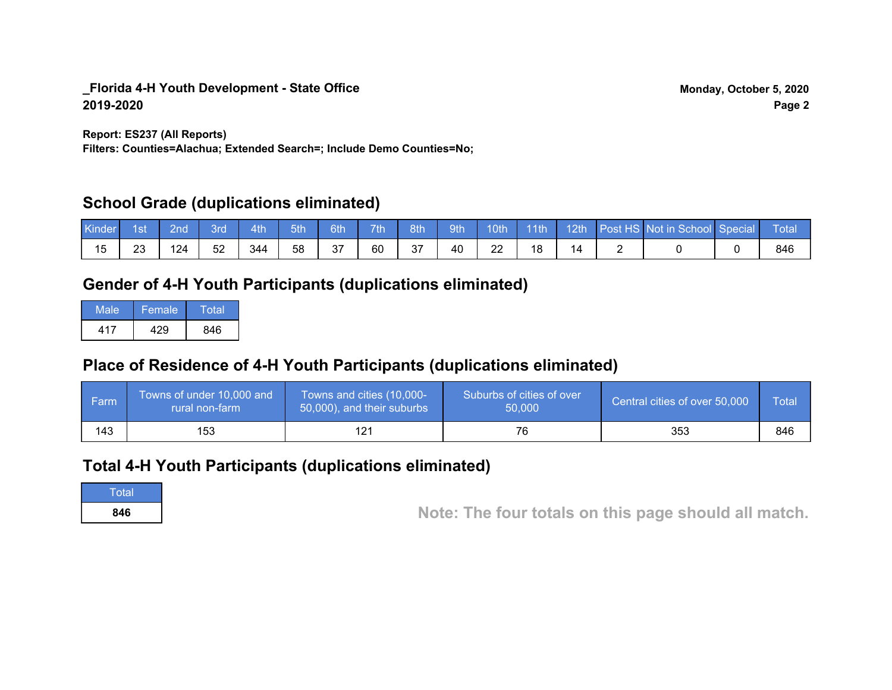**_Florida 4-H Youth Development - State Office**
**2019-2020**

**Monday, October 5, 2020**

**Report: ES237 (All Reports)**
**Filters: Counties=Alachua; Extended Search=; Include Demo Counties=No;**

## School Grade (duplications eliminated)

| Kinder | 1st | 2nd | 3rd | 4th | 5th | 6th | 7th | 8th | 9th | 10th | 11th | 12th | Post HS | Not in School | Special | Total |
|---|---|---|---|---|---|---|---|---|---|---|---|---|---|---|---|---|
| 15 | 23 | 124 | 52 | 344 | 58 | 37 | 60 | 37 | 40 | 22 | 18 | 14 | 2 | 0 | 0 | 846 |

## Gender of 4-H Youth Participants (duplications eliminated)

| Male | Female | Total |
|---|---|---|
| 417 | 429 | 846 |

## Place of Residence of 4-H Youth Participants (duplications eliminated)

| Farm | Towns of under 10,000 and rural non-farm | Towns and cities (10,000-50,000), and their suburbs | Suburbs of cities of over 50,000 | Central cities of over 50,000 | Total |
|---|---|---|---|---|---|
| 143 | 153 | 121 | 76 | 353 | 846 |

## Total 4-H Youth Participants (duplications eliminated)

| Total |
|---|
| **846** |

**Note: The four totals on this page should all match.**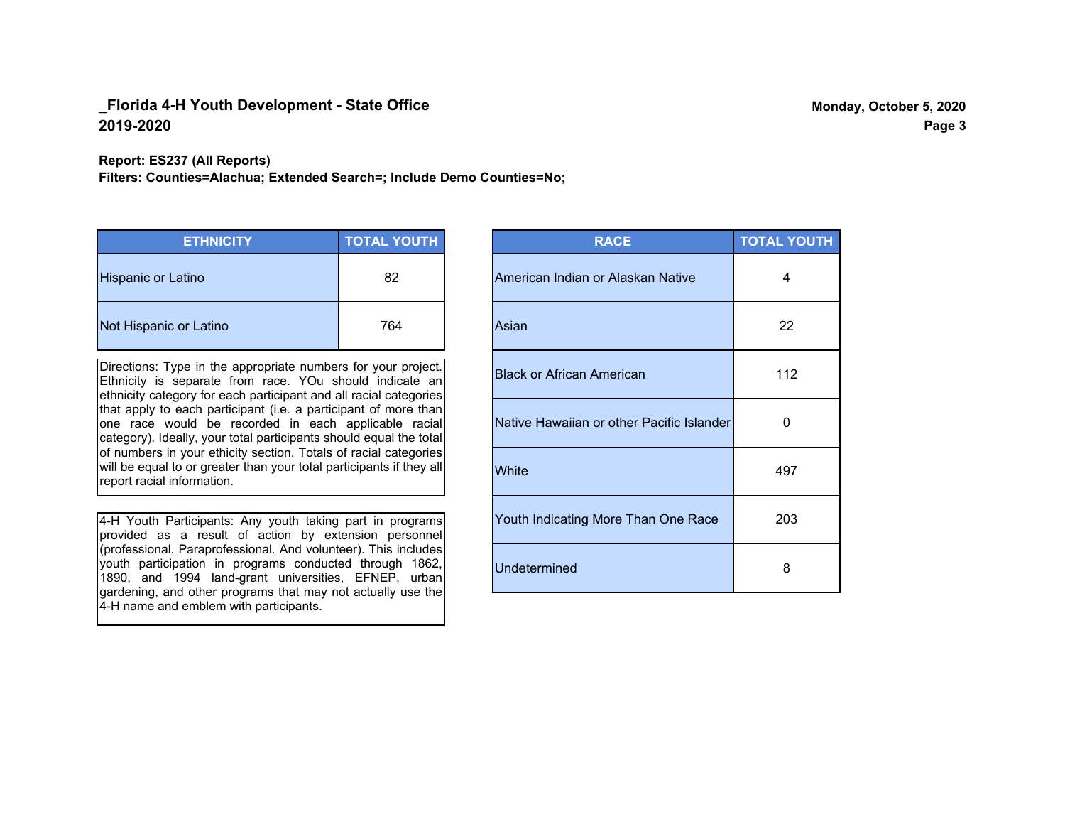# _Florida 4-H Youth Development - State Office
## 2019-2020

**Monday, October 5, 2020**

**Report: ES237 (All Reports)**
**Filters: Counties=Alachua; Extended Search=; Include Demo Counties=No;**

| ETHNICITY | TOTAL YOUTH |
|---|---|
| Hispanic or Latino | 82 |
| Not Hispanic or Latino | 764 |

Directions: Type in the appropriate numbers for your project. Ethnicity is separate from race. YOu should indicate an ethnicity category for each participant and all racial categories that apply to each participant (i.e. a participant of more than one race would be recorded in each applicable racial category). Ideally, your total participants should equal the total of numbers in your ethicity section. Totals of racial categories will be equal to or greater than your total participants if they all report racial information.

4-H Youth Participants: Any youth taking part in programs provided as a result of action by extension personnel (professional. Paraprofessional. And volunteer). This includes youth participation in programs conducted through 1862, 1890, and 1994 land-grant universities, EFNEP, urban gardening, and other programs that may not actually use the 4-H name and emblem with participants.

| RACE | TOTAL YOUTH |
|---|---|
| American Indian or Alaskan Native | 4 |
| Asian | 22 |
| Black or African American | 112 |
| Native Hawaiian or other Pacific Islander | 0 |
| White | 497 |
| Youth Indicating More Than One Race | 203 |
| Undetermined | 8 |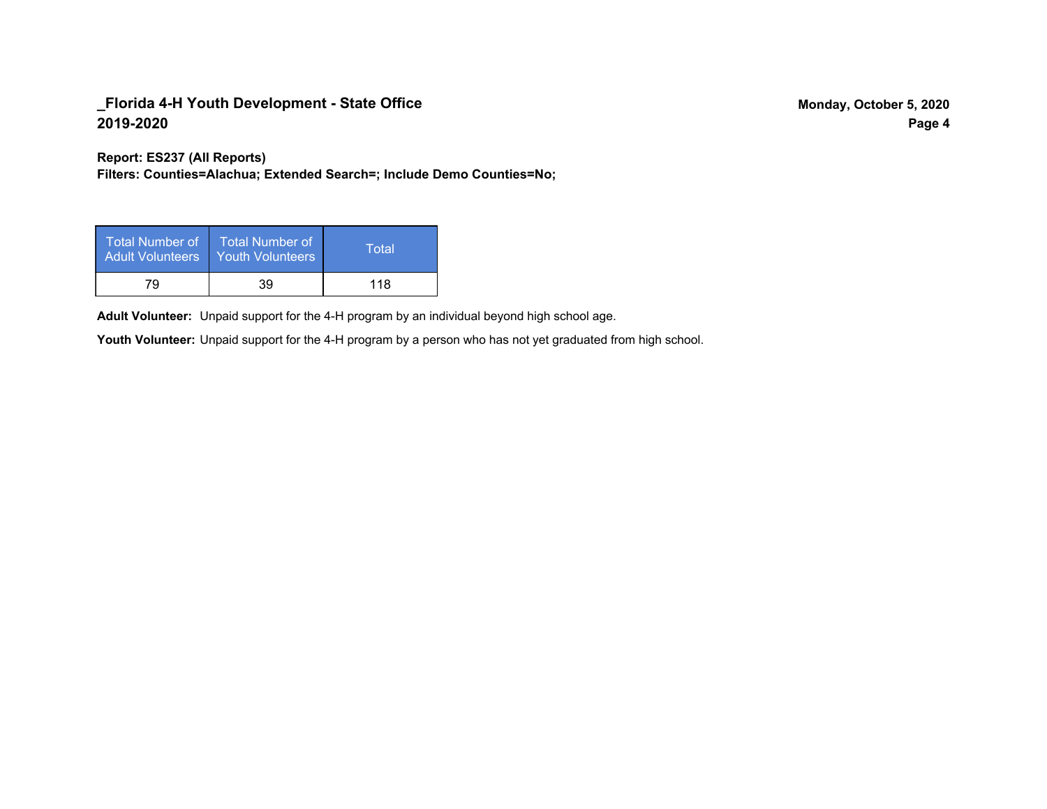## _Florida 4-H Youth Development - State Office
## 2019-2020

**Report: ES237 (All Reports)**
**Filters: Counties=Alachua; Extended Search=; Include Demo Counties=No;**

| Total Number of Adult Volunteers | Total Number of Youth Volunteers | Total |
|---|---|---|
| 79 | 39 | 118 |

**Adult Volunteer:** Unpaid support for the 4-H program by an individual beyond high school age.

**Youth Volunteer:** Unpaid support for the 4-H program by a person who has not yet graduated from high school.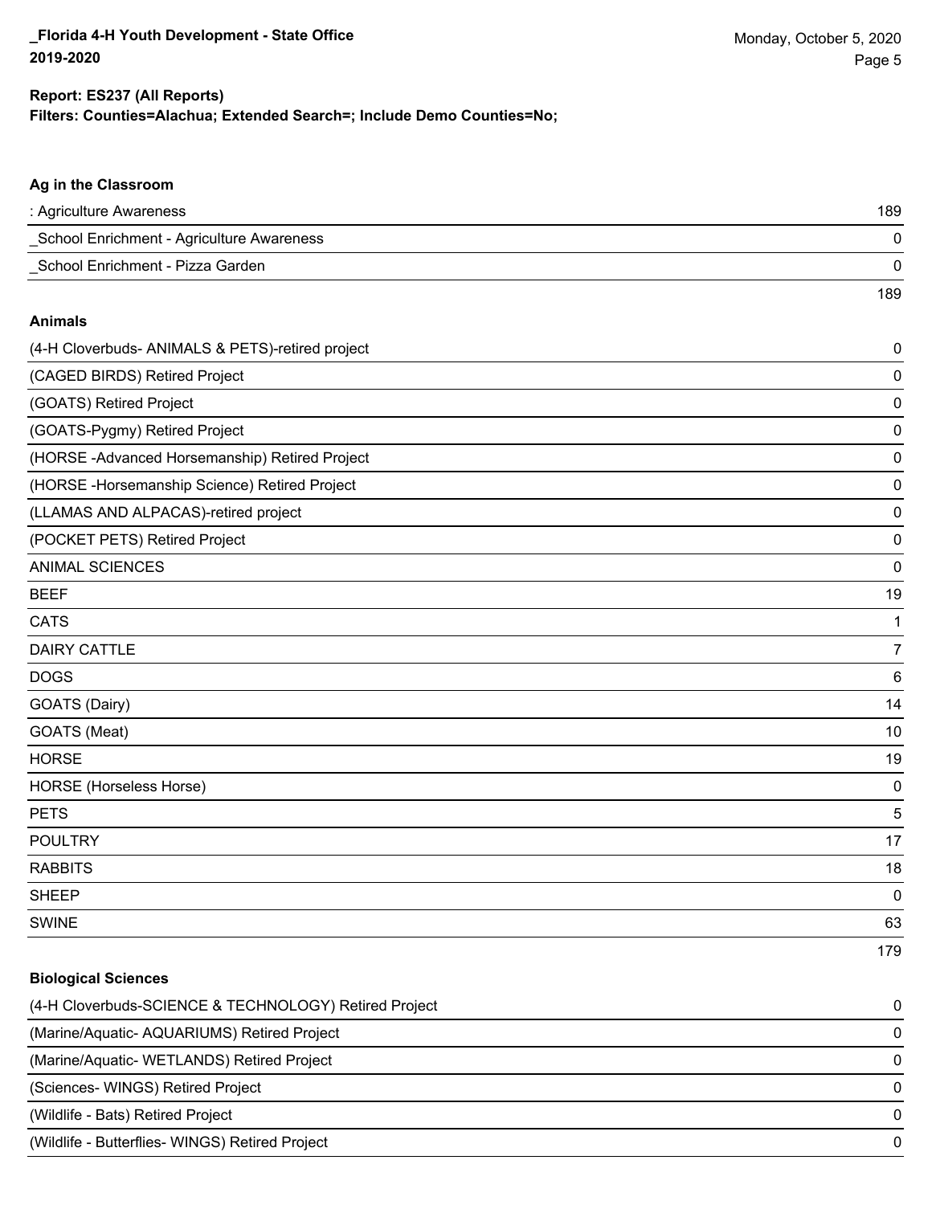**Report: ES237 (All Reports)**
**Filters: Counties=Alachua; Extended Search=; Include Demo Counties=No;**

### Ag in the Classroom

| | |
|---|---|
| : Agriculture Awareness | 189 |
| _School Enrichment - Agriculture Awareness | 0 |
| _School Enrichment - Pizza Garden | 0 |
| | 189 |

### Animals

| | |
|---|---|
| (4-H Cloverbuds- ANIMALS & PETS)-retired project | 0 |
| (CAGED BIRDS) Retired Project | 0 |
| (GOATS) Retired Project | 0 |
| (GOATS-Pygmy) Retired Project | 0 |
| (HORSE -Advanced Horsemanship) Retired Project | 0 |
| (HORSE -Horsemanship Science) Retired Project | 0 |
| (LLAMAS AND ALPACAS)-retired project | 0 |
| (POCKET PETS) Retired Project | 0 |
| ANIMAL SCIENCES | 0 |
| BEEF | 19 |
| CATS | 1 |
| DAIRY CATTLE | 7 |
| DOGS | 6 |
| GOATS (Dairy) | 14 |
| GOATS (Meat) | 10 |
| HORSE | 19 |
| HORSE (Horseless Horse) | 0 |
| PETS | 5 |
| POULTRY | 17 |
| RABBITS | 18 |
| SHEEP | 0 |
| SWINE | 63 |
| | 179 |

### Biological Sciences

| | |
|---|---|
| (4-H Cloverbuds-SCIENCE & TECHNOLOGY) Retired Project | 0 |
| (Marine/Aquatic- AQUARIUMS) Retired Project | 0 |
| (Marine/Aquatic- WETLANDS) Retired Project | 0 |
| (Sciences- WINGS) Retired Project | 0 |
| (Wildlife - Bats) Retired Project | 0 |
| (Wildlife - Butterflies- WINGS) Retired Project | 0 |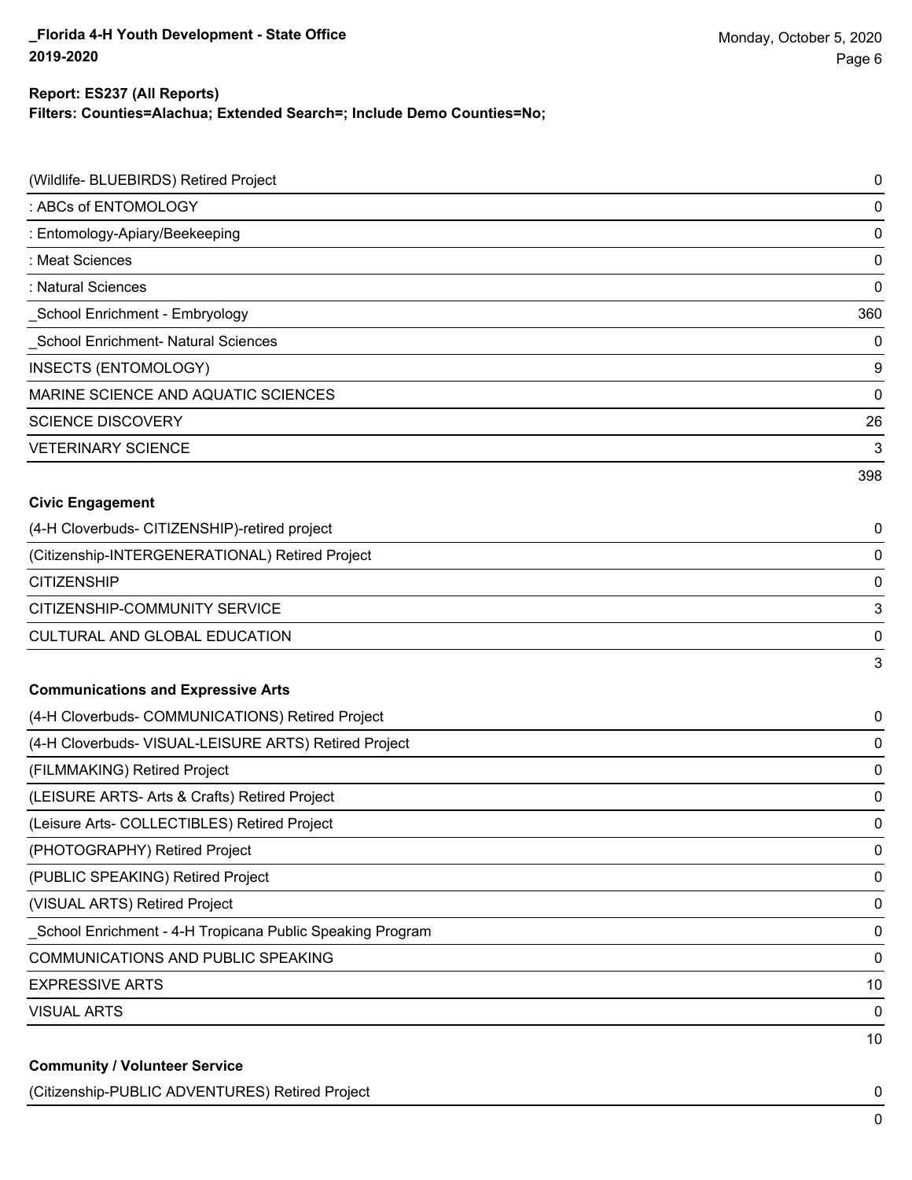**Report: ES237 (All Reports)**
**Filters: Counties=Alachua; Extended Search=; Include Demo Counties=No;**

| | |
|---|---|
| (Wildlife- BLUEBIRDS) Retired Project | 0 |
| : ABCs of ENTOMOLOGY | 0 |
| : Entomology-Apiary/Beekeeping | 0 |
| : Meat Sciences | 0 |
| : Natural Sciences | 0 |
| _School Enrichment - Embryology | 360 |
| _School Enrichment- Natural Sciences | 0 |
| INSECTS (ENTOMOLOGY) | 9 |
| MARINE SCIENCE AND AQUATIC SCIENCES | 0 |
| SCIENCE DISCOVERY | 26 |
| VETERINARY SCIENCE | 3 |
| | 398 |

**Civic Engagement**

| | |
|---|---|
| (4-H Cloverbuds- CITIZENSHIP)-retired project | 0 |
| (Citizenship-INTERGENERATIONAL) Retired Project | 0 |
| CITIZENSHIP | 0 |
| CITIZENSHIP-COMMUNITY SERVICE | 3 |
| CULTURAL AND GLOBAL EDUCATION | 0 |
| | 3 |

**Communications and Expressive Arts**

| | |
|---|---|
| (4-H Cloverbuds- COMMUNICATIONS) Retired Project | 0 |
| (4-H Cloverbuds- VISUAL-LEISURE ARTS) Retired Project | 0 |
| (FILMMAKING) Retired Project | 0 |
| (LEISURE ARTS- Arts & Crafts) Retired Project | 0 |
| (Leisure Arts- COLLECTIBLES) Retired Project | 0 |
| (PHOTOGRAPHY) Retired Project | 0 |
| (PUBLIC SPEAKING) Retired Project | 0 |
| (VISUAL ARTS) Retired Project | 0 |
| _School Enrichment - 4-H Tropicana Public Speaking Program | 0 |
| COMMUNICATIONS AND PUBLIC SPEAKING | 0 |
| EXPRESSIVE ARTS | 10 |
| VISUAL ARTS | 0 |
| | 10 |

**Community / Volunteer Service**

| | |
|---|---|
| (Citizenship-PUBLIC ADVENTURES) Retired Project | 0 |
| | 0 |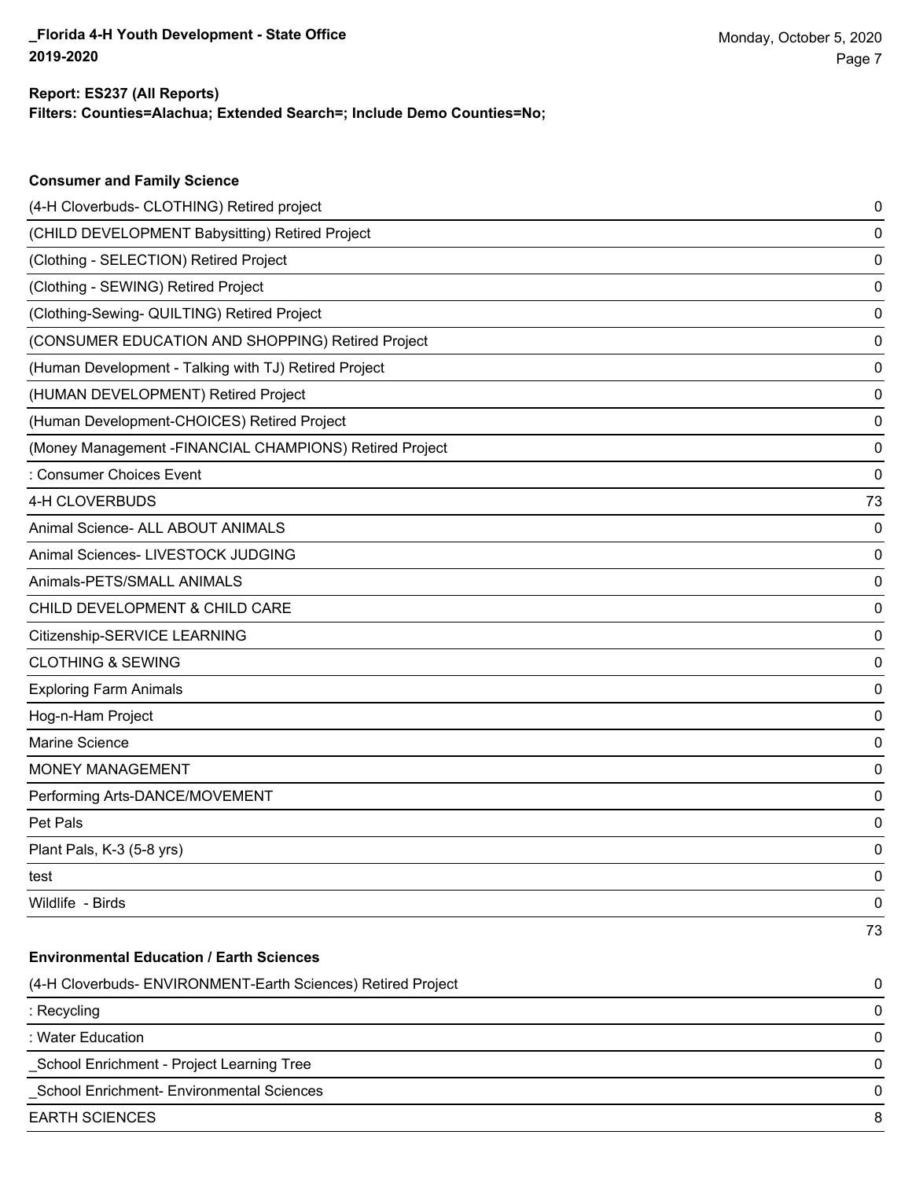**Report: ES237 (All Reports)**
**Filters: Counties=Alachua; Extended Search=; Include Demo Counties=No;**

### Consumer and Family Science

| | |
|---|---|
| (4-H Cloverbuds- CLOTHING) Retired project | 0 |
| (CHILD DEVELOPMENT Babysitting) Retired Project | 0 |
| (Clothing - SELECTION) Retired Project | 0 |
| (Clothing - SEWING) Retired Project | 0 |
| (Clothing-Sewing- QUILTING) Retired Project | 0 |
| (CONSUMER EDUCATION AND SHOPPING) Retired Project | 0 |
| (Human Development - Talking with TJ) Retired Project | 0 |
| (HUMAN DEVELOPMENT) Retired Project | 0 |
| (Human Development-CHOICES) Retired Project | 0 |
| (Money Management -FINANCIAL CHAMPIONS) Retired Project | 0 |
| : Consumer Choices Event | 0 |
| 4-H CLOVERBUDS | 73 |
| Animal Science- ALL ABOUT ANIMALS | 0 |
| Animal Sciences- LIVESTOCK JUDGING | 0 |
| Animals-PETS/SMALL ANIMALS | 0 |
| CHILD DEVELOPMENT & CHILD CARE | 0 |
| Citizenship-SERVICE LEARNING | 0 |
| CLOTHING & SEWING | 0 |
| Exploring Farm Animals | 0 |
| Hog-n-Ham Project | 0 |
| Marine Science | 0 |
| MONEY MANAGEMENT | 0 |
| Performing Arts-DANCE/MOVEMENT | 0 |
| Pet Pals | 0 |
| Plant Pals, K-3 (5-8 yrs) | 0 |
| test | 0 |
| Wildlife - Birds | 0 |
| | 73 |

### Environmental Education / Earth Sciences

| | |
|---|---|
| (4-H Cloverbuds- ENVIRONMENT-Earth Sciences) Retired Project | 0 |
| : Recycling | 0 |
| : Water Education | 0 |
| _School Enrichment - Project Learning Tree | 0 |
| _School Enrichment- Environmental Sciences | 0 |
| EARTH SCIENCES | 8 |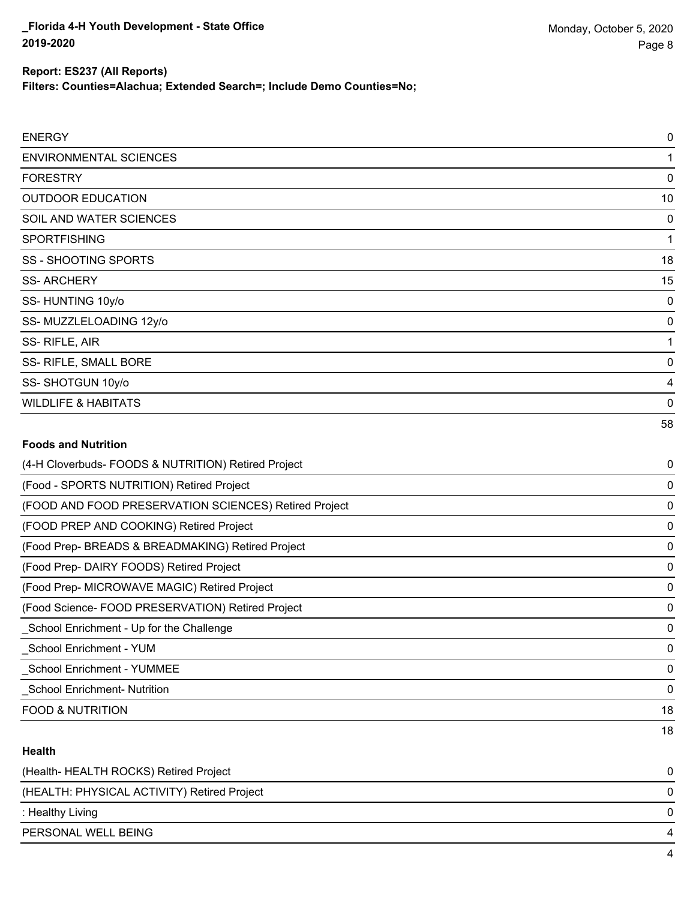| | |
|---|---|
| ENERGY | 0 |
| ENVIRONMENTAL SCIENCES | 1 |
| FORESTRY | 0 |
| OUTDOOR EDUCATION | 10 |
| SOIL AND WATER SCIENCES | 0 |
| SPORTFISHING | 1 |
| SS - SHOOTING SPORTS | 18 |
| SS- ARCHERY | 15 |
| SS- HUNTING 10y/o | 0 |
| SS- MUZZLELOADING 12y/o | 0 |
| SS- RIFLE, AIR | 1 |
| SS- RIFLE, SMALL BORE | 0 |
| SS- SHOTGUN 10y/o | 4 |
| WILDLIFE & HABITATS | 0 |
| | 58 |

**Foods and Nutrition**

| | |
|---|---|
| (4-H Cloverbuds- FOODS & NUTRITION) Retired Project | 0 |
| (Food - SPORTS NUTRITION) Retired Project | 0 |
| (FOOD AND FOOD PRESERVATION SCIENCES) Retired Project | 0 |
| (FOOD PREP AND COOKING) Retired Project | 0 |
| (Food Prep- BREADS & BREADMAKING) Retired Project | 0 |
| (Food Prep- DAIRY FOODS) Retired Project | 0 |
| (Food Prep- MICROWAVE MAGIC) Retired Project | 0 |
| (Food Science- FOOD PRESERVATION) Retired Project | 0 |
| _School Enrichment - Up for the Challenge | 0 |
| _School Enrichment - YUM | 0 |
| _School Enrichment - YUMMEE | 0 |
| _School Enrichment- Nutrition | 0 |
| FOOD & NUTRITION | 18 |
| | 18 |

**Health**

| | |
|---|---|
| (Health- HEALTH ROCKS) Retired Project | 0 |
| (HEALTH: PHYSICAL ACTIVITY) Retired Project | 0 |
| : Healthy Living | 0 |
| PERSONAL WELL BEING | 4 |
| | 4 |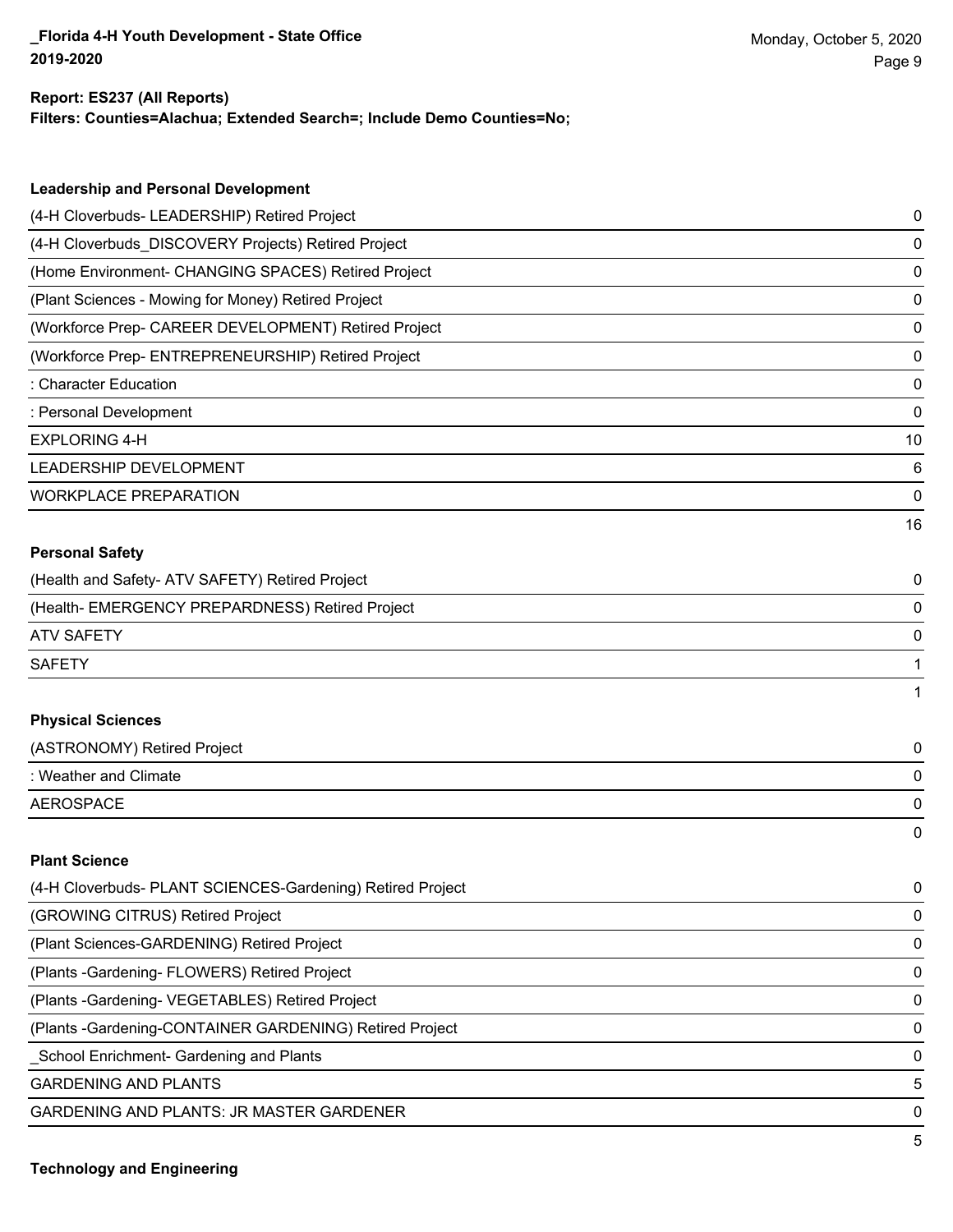**Report: ES237 (All Reports)**
**Filters: Counties=Alachua; Extended Search=; Include Demo Counties=No;**

### Leadership and Personal Development

| | |
|---|---|
| (4-H Cloverbuds- LEADERSHIP) Retired Project | 0 |
| (4-H Cloverbuds_DISCOVERY Projects) Retired Project | 0 |
| (Home Environment- CHANGING SPACES) Retired Project | 0 |
| (Plant Sciences - Mowing for Money) Retired Project | 0 |
| (Workforce Prep- CAREER DEVELOPMENT) Retired Project | 0 |
| (Workforce Prep- ENTREPRENEURSHIP) Retired Project | 0 |
| : Character Education | 0 |
| : Personal Development | 0 |
| EXPLORING 4-H | 10 |
| LEADERSHIP DEVELOPMENT | 6 |
| WORKPLACE PREPARATION | 0 |
| | 16 |

### Personal Safety

| | |
|---|---|
| (Health and Safety- ATV SAFETY) Retired Project | 0 |
| (Health- EMERGENCY PREPARDNESS) Retired Project | 0 |
| ATV SAFETY | 0 |
| SAFETY | 1 |
| | 1 |

### Physical Sciences

| | |
|---|---|
| (ASTRONOMY) Retired Project | 0 |
| : Weather and Climate | 0 |
| AEROSPACE | 0 |
| | 0 |

### Plant Science

| | |
|---|---|
| (4-H Cloverbuds- PLANT SCIENCES-Gardening) Retired Project | 0 |
| (GROWING CITRUS) Retired Project | 0 |
| (Plant Sciences-GARDENING) Retired Project | 0 |
| (Plants -Gardening- FLOWERS) Retired Project | 0 |
| (Plants -Gardening- VEGETABLES) Retired Project | 0 |
| (Plants -Gardening-CONTAINER GARDENING) Retired Project | 0 |
| _School Enrichment- Gardening and Plants | 0 |
| GARDENING AND PLANTS | 5 |
| GARDENING AND PLANTS: JR MASTER GARDENER | 0 |
| | 5 |

### Technology and Engineering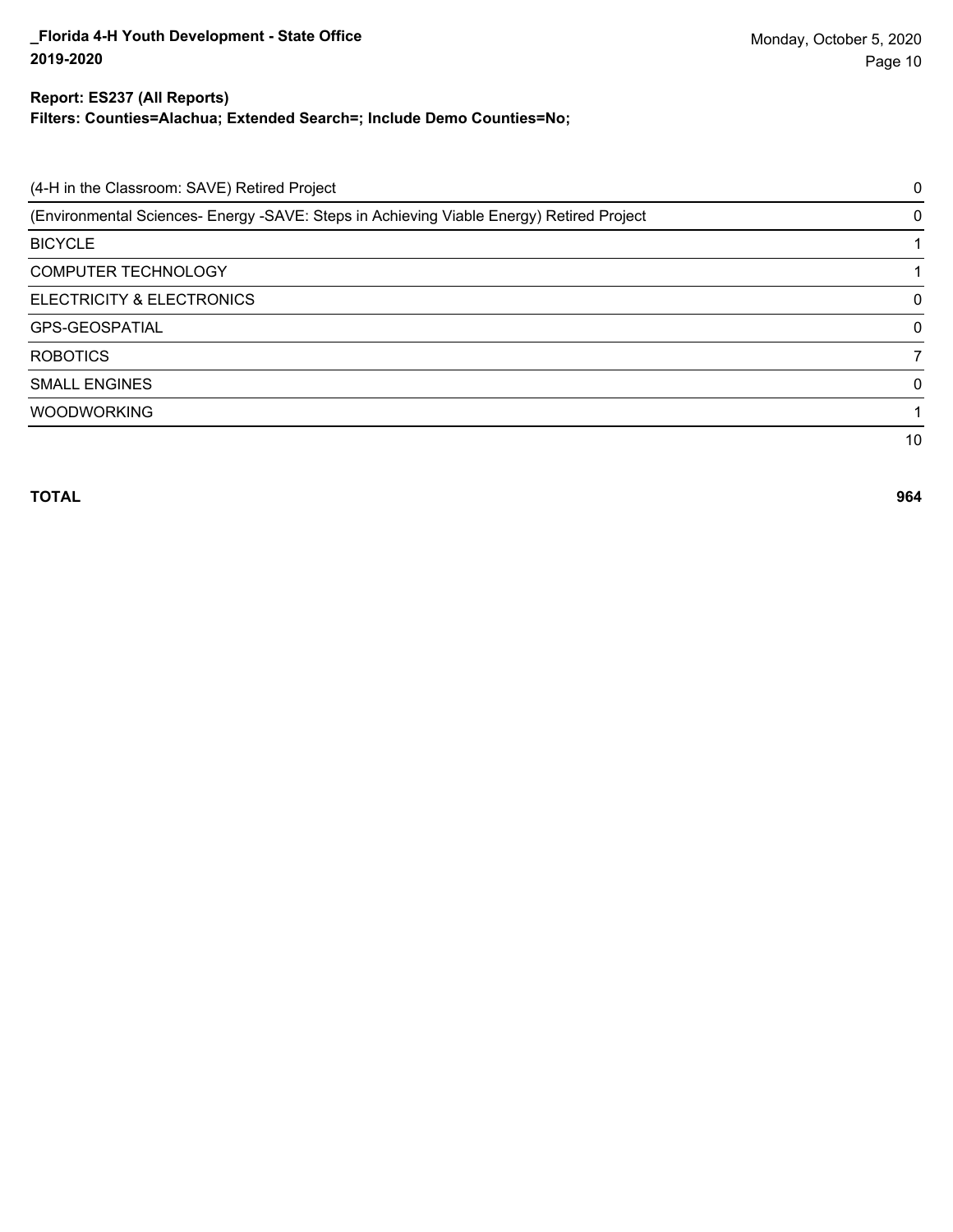**Report: ES237 (All Reports)**
**Filters: Counties=Alachua; Extended Search=; Include Demo Counties=No;**

| | |
|---|---|
| (4-H in the Classroom: SAVE) Retired Project | 0 |
| (Environmental Sciences- Energy -SAVE: Steps in Achieving Viable Energy) Retired Project | 0 |
| BICYCLE | 1 |
| COMPUTER TECHNOLOGY | 1 |
| ELECTRICITY & ELECTRONICS | 0 |
| GPS-GEOSPATIAL | 0 |
| ROBOTICS | 7 |
| SMALL ENGINES | 0 |
| WOODWORKING | 1 |
| | 10 |

| | |
|---|---|
| **TOTAL** | **964** |